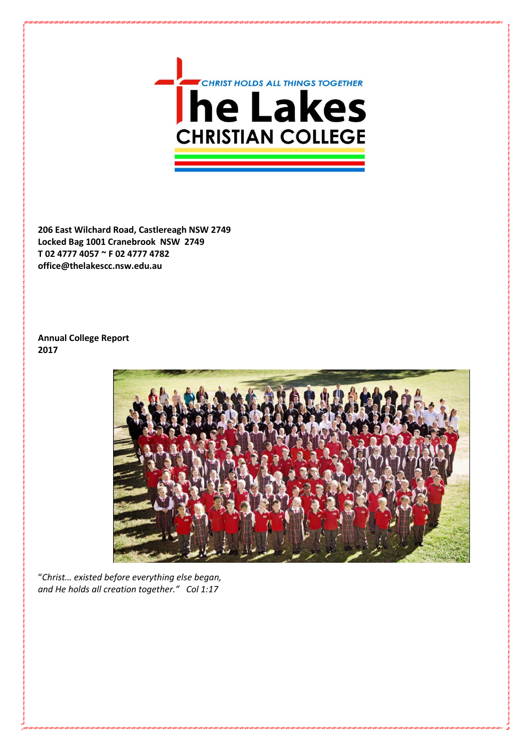CHRIST HOLDS ALL THINGS TOGETHER

# The Lakes CHRISTIAN COLLEGE

**206 East Wilchard Road, Castlereagh NSW 2749**
**Locked Bag 1001 Cranebrook NSW 2749**
**T 02 4777 4057 ~ F 02 4777 4782**
**office@thelakescc.nsw.edu.au**

**Annual College Report**
**2017**

"*Christ… existed before everything else began, and He holds all creation together." Col 1:17*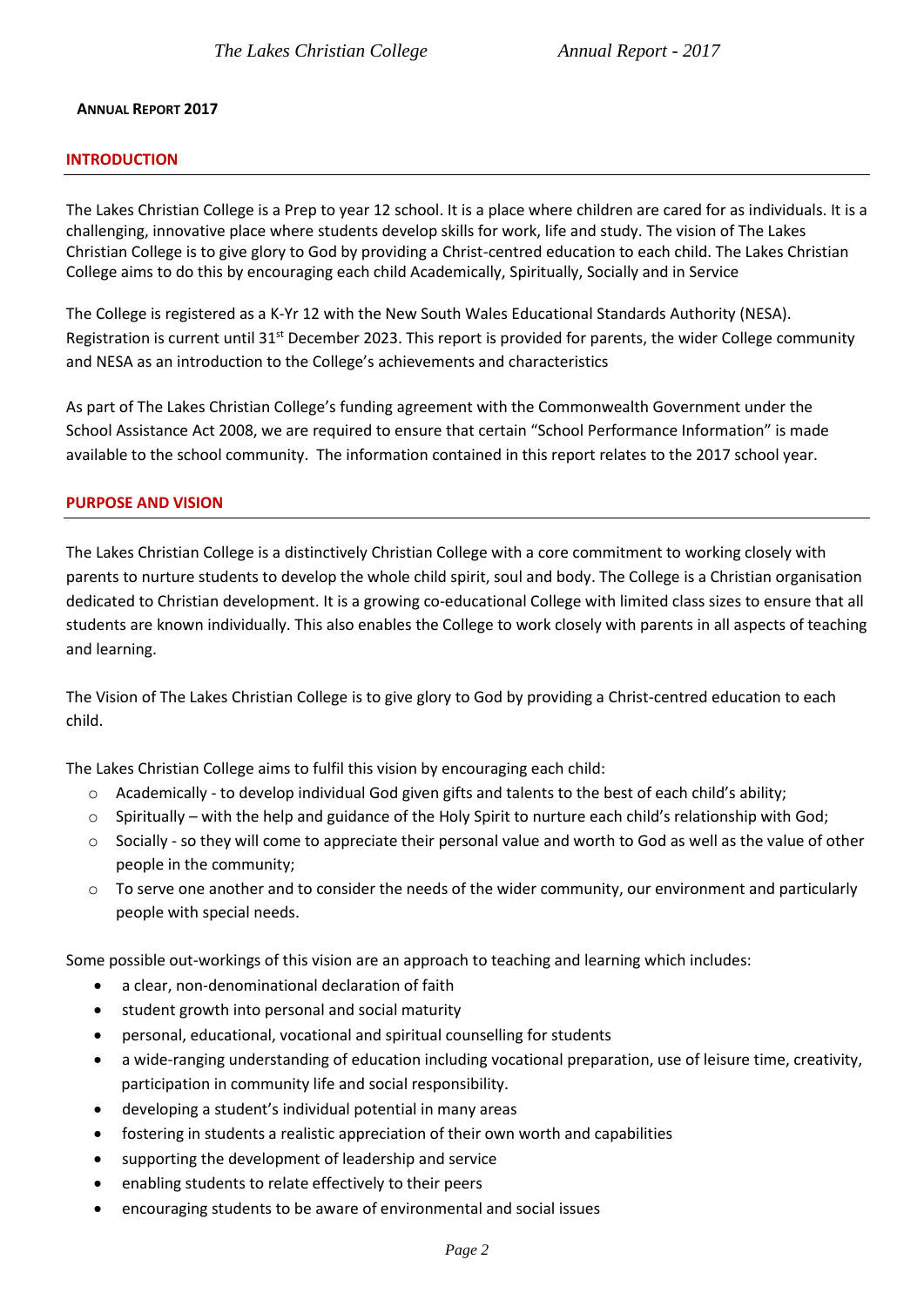**ANNUAL REPORT 2017**

## INTRODUCTION

The Lakes Christian College is a Prep to year 12 school. It is a place where children are cared for as individuals. It is a challenging, innovative place where students develop skills for work, life and study. The vision of The Lakes Christian College is to give glory to God by providing a Christ-centred education to each child. The Lakes Christian College aims to do this by encouraging each child Academically, Spiritually, Socially and in Service

The College is registered as a K-Yr 12 with the New South Wales Educational Standards Authority (NESA). Registration is current until 31st December 2023. This report is provided for parents, the wider College community and NESA as an introduction to the College's achievements and characteristics

As part of The Lakes Christian College's funding agreement with the Commonwealth Government under the School Assistance Act 2008, we are required to ensure that certain "School Performance Information" is made available to the school community. The information contained in this report relates to the 2017 school year.

## PURPOSE AND VISION

The Lakes Christian College is a distinctively Christian College with a core commitment to working closely with parents to nurture students to develop the whole child spirit, soul and body. The College is a Christian organisation dedicated to Christian development. It is a growing co-educational College with limited class sizes to ensure that all students are known individually. This also enables the College to work closely with parents in all aspects of teaching and learning.

The Vision of The Lakes Christian College is to give glory to God by providing a Christ-centred education to each child.

The Lakes Christian College aims to fulfil this vision by encouraging each child:

- Academically - to develop individual God given gifts and talents to the best of each child's ability;
- Spiritually – with the help and guidance of the Holy Spirit to nurture each child's relationship with God;
- Socially - so they will come to appreciate their personal value and worth to God as well as the value of other people in the community;
- To serve one another and to consider the needs of the wider community, our environment and particularly people with special needs.

Some possible out-workings of this vision are an approach to teaching and learning which includes:

- a clear, non-denominational declaration of faith
- student growth into personal and social maturity
- personal, educational, vocational and spiritual counselling for students
- a wide-ranging understanding of education including vocational preparation, use of leisure time, creativity, participation in community life and social responsibility.
- developing a student's individual potential in many areas
- fostering in students a realistic appreciation of their own worth and capabilities
- supporting the development of leadership and service
- enabling students to relate effectively to their peers
- encouraging students to be aware of environmental and social issues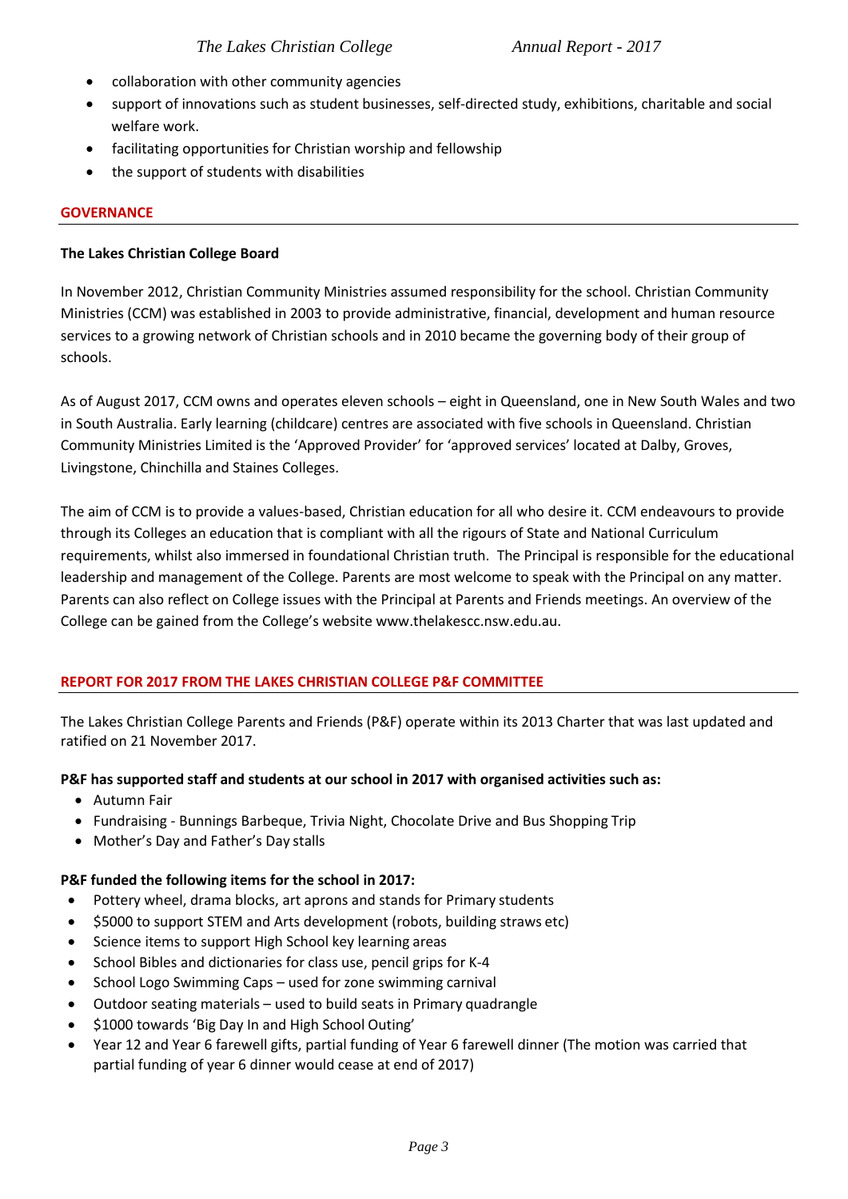- collaboration with other community agencies
- support of innovations such as student businesses, self-directed study, exhibitions, charitable and social welfare work.
- facilitating opportunities for Christian worship and fellowship
- the support of students with disabilities

## GOVERNANCE

### The Lakes Christian College Board

In November 2012, Christian Community Ministries assumed responsibility for the school. Christian Community Ministries (CCM) was established in 2003 to provide administrative, financial, development and human resource services to a growing network of Christian schools and in 2010 became the governing body of their group of schools.

As of August 2017, CCM owns and operates eleven schools – eight in Queensland, one in New South Wales and two in South Australia. Early learning (childcare) centres are associated with five schools in Queensland. Christian Community Ministries Limited is the 'Approved Provider' for 'approved services' located at Dalby, Groves, Livingstone, Chinchilla and Staines Colleges.

The aim of CCM is to provide a values-based, Christian education for all who desire it. CCM endeavours to provide through its Colleges an education that is compliant with all the rigours of State and National Curriculum requirements, whilst also immersed in foundational Christian truth. The Principal is responsible for the educational leadership and management of the College. Parents are most welcome to speak with the Principal on any matter. Parents can also reflect on College issues with the Principal at Parents and Friends meetings. An overview of the College can be gained from the College's website www.thelakescc.nsw.edu.au.

## REPORT FOR 2017 FROM THE LAKES CHRISTIAN COLLEGE P&F COMMITTEE

The Lakes Christian College Parents and Friends (P&F) operate within its 2013 Charter that was last updated and ratified on 21 November 2017.

**P&F has supported staff and students at our school in 2017 with organised activities such as:**

- Autumn Fair
- Fundraising - Bunnings Barbeque, Trivia Night, Chocolate Drive and Bus Shopping Trip
- Mother's Day and Father's Day stalls

**P&F funded the following items for the school in 2017:**

- Pottery wheel, drama blocks, art aprons and stands for Primary students
- $5000 to support STEM and Arts development (robots, building straws etc)
- Science items to support High School key learning areas
- School Bibles and dictionaries for class use, pencil grips for K-4
- School Logo Swimming Caps – used for zone swimming carnival
- Outdoor seating materials – used to build seats in Primary quadrangle
- $1000 towards 'Big Day In and High School Outing'
- Year 12 and Year 6 farewell gifts, partial funding of Year 6 farewell dinner (The motion was carried that partial funding of year 6 dinner would cease at end of 2017)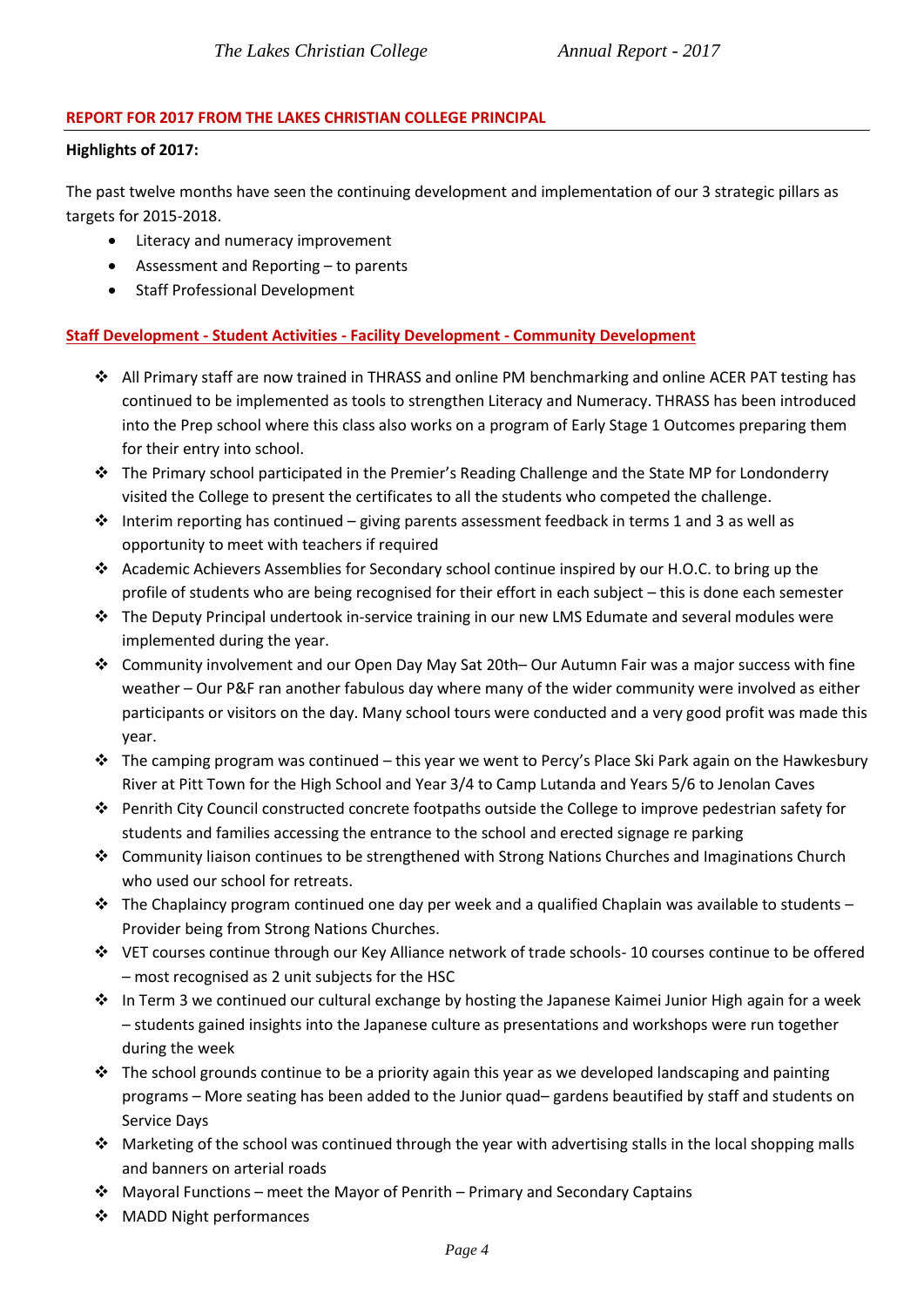## REPORT FOR 2017 FROM THE LAKES CHRISTIAN COLLEGE PRINCIPAL

**Highlights of 2017:**

The past twelve months have seen the continuing development and implementation of our 3 strategic pillars as targets for 2015-2018.

- Literacy and numeracy improvement
- Assessment and Reporting – to parents
- Staff Professional Development

### Staff Development - Student Activities - Facility Development - Community Development

- All Primary staff are now trained in THRASS and online PM benchmarking and online ACER PAT testing has continued to be implemented as tools to strengthen Literacy and Numeracy. THRASS has been introduced into the Prep school where this class also works on a program of Early Stage 1 Outcomes preparing them for their entry into school.
- The Primary school participated in the Premier's Reading Challenge and the State MP for Londonderry visited the College to present the certificates to all the students who competed the challenge.
- Interim reporting has continued – giving parents assessment feedback in terms 1 and 3 as well as opportunity to meet with teachers if required
- Academic Achievers Assemblies for Secondary school continue inspired by our H.O.C. to bring up the profile of students who are being recognised for their effort in each subject – this is done each semester
- The Deputy Principal undertook in-service training in our new LMS Edumate and several modules were implemented during the year.
- Community involvement and our Open Day May Sat 20th– Our Autumn Fair was a major success with fine weather – Our P&F ran another fabulous day where many of the wider community were involved as either participants or visitors on the day. Many school tours were conducted and a very good profit was made this year.
- The camping program was continued – this year we went to Percy's Place Ski Park again on the Hawkesbury River at Pitt Town for the High School and Year 3/4 to Camp Lutanda and Years 5/6 to Jenolan Caves
- Penrith City Council constructed concrete footpaths outside the College to improve pedestrian safety for students and families accessing the entrance to the school and erected signage re parking
- Community liaison continues to be strengthened with Strong Nations Churches and Imaginations Church who used our school for retreats.
- The Chaplaincy program continued one day per week and a qualified Chaplain was available to students – Provider being from Strong Nations Churches.
- VET courses continue through our Key Alliance network of trade schools- 10 courses continue to be offered – most recognised as 2 unit subjects for the HSC
- In Term 3 we continued our cultural exchange by hosting the Japanese Kaimei Junior High again for a week – students gained insights into the Japanese culture as presentations and workshops were run together during the week
- The school grounds continue to be a priority again this year as we developed landscaping and painting programs – More seating has been added to the Junior quad– gardens beautified by staff and students on Service Days
- Marketing of the school was continued through the year with advertising stalls in the local shopping malls and banners on arterial roads
- Mayoral Functions – meet the Mayor of Penrith – Primary and Secondary Captains
- MADD Night performances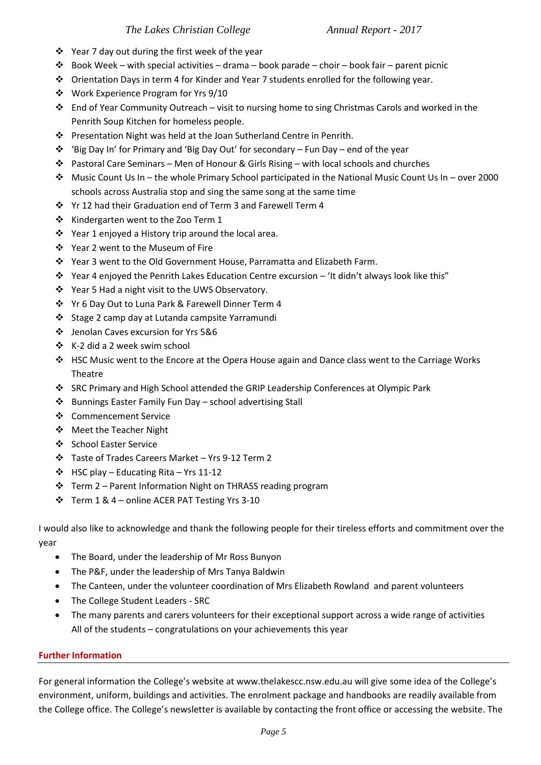- Year 7 day out during the first week of the year
- Book Week – with special activities – drama – book parade – choir – book fair – parent picnic
- Orientation Days in term 4 for Kinder and Year 7 students enrolled for the following year.
- Work Experience Program for Yrs 9/10
- End of Year Community Outreach – visit to nursing home to sing Christmas Carols and worked in the Penrith Soup Kitchen for homeless people.
- Presentation Night was held at the Joan Sutherland Centre in Penrith.
- 'Big Day In' for Primary and 'Big Day Out' for secondary – Fun Day – end of the year
- Pastoral Care Seminars – Men of Honour & Girls Rising – with local schools and churches
- Music Count Us In – the whole Primary School participated in the National Music Count Us In – over 2000 schools across Australia stop and sing the same song at the same time
- Yr 12 had their Graduation end of Term 3 and Farewell Term 4
- Kindergarten went to the Zoo Term 1
- Year 1 enjoyed a History trip around the local area.
- Year 2 went to the Museum of Fire
- Year 3 went to the Old Government House, Parramatta and Elizabeth Farm.
- Year 4 enjoyed the Penrith Lakes Education Centre excursion – 'It didn't always look like this"
- Year 5 Had a night visit to the UWS Observatory.
- Yr 6 Day Out to Luna Park & Farewell Dinner Term 4
- Stage 2 camp day at Lutanda campsite Yarramundi
- Jenolan Caves excursion for Yrs 5&6
- K-2 did a 2 week swim school
- HSC Music went to the Encore at the Opera House again and Dance class went to the Carriage Works Theatre
- SRC Primary and High School attended the GRIP Leadership Conferences at Olympic Park
- Bunnings Easter Family Fun Day – school advertising Stall
- Commencement Service
- Meet the Teacher Night
- School Easter Service
- Taste of Trades Careers Market – Yrs 9-12 Term 2
- HSC play – Educating Rita – Yrs 11-12
- Term 2 – Parent Information Night on THRASS reading program
- Term 1 & 4 – online ACER PAT Testing Yrs 3-10

I would also like to acknowledge and thank the following people for their tireless efforts and commitment over the year

- The Board, under the leadership of Mr Ross Bunyon
- The P&F, under the leadership of Mrs Tanya Baldwin
- The Canteen, under the volunteer coordination of Mrs Elizabeth Rowland and parent volunteers
- The College Student Leaders - SRC
- The many parents and carers volunteers for their exceptional support across a wide range of activities All of the students – congratulations on your achievements this year

## Further Information

For general information the College's website at www.thelakescc.nsw.edu.au will give some idea of the College's environment, uniform, buildings and activities. The enrolment package and handbooks are readily available from the College office. The College's newsletter is available by contacting the front office or accessing the website. The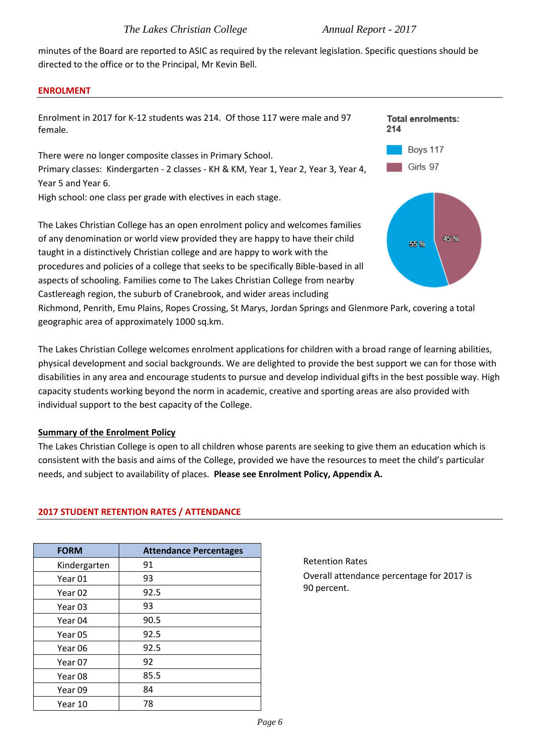minutes of the Board are reported to ASIC as required by the relevant legislation. Specific questions should be directed to the office or to the Principal, Mr Kevin Bell.

## ENROLMENT

Enrolment in 2017 for K-12 students was 214. Of those 117 were male and 97 female.

**Total enrolments: 214**

Boys 117

Girls 97

55 %

45 %

There were no longer composite classes in Primary School.
Primary classes: Kindergarten - 2 classes - KH & KM, Year 1, Year 2, Year 3, Year 4, Year 5 and Year 6.
High school: one class per grade with electives in each stage.

The Lakes Christian College has an open enrolment policy and welcomes families of any denomination or world view provided they are happy to have their child taught in a distinctively Christian college and are happy to work with the procedures and policies of a college that seeks to be specifically Bible-based in all aspects of schooling. Families come to The Lakes Christian College from nearby Castlereagh region, the suburb of Cranebrook, and wider areas including Richmond, Penrith, Emu Plains, Ropes Crossing, St Marys, Jordan Springs and Glenmore Park, covering a total geographic area of approximately 1000 sq.km.

The Lakes Christian College welcomes enrolment applications for children with a broad range of learning abilities, physical development and social backgrounds. We are delighted to provide the best support we can for those with disabilities in any area and encourage students to pursue and develop individual gifts in the best possible way. High capacity students working beyond the norm in academic, creative and sporting areas are also provided with individual support to the best capacity of the College.

### Summary of the Enrolment Policy

The Lakes Christian College is open to all children whose parents are seeking to give them an education which is consistent with the basis and aims of the College, provided we have the resources to meet the child's particular needs, and subject to availability of places. **Please see Enrolment Policy, Appendix A.**

## 2017 STUDENT RETENTION RATES / ATTENDANCE

| FORM | Attendance Percentages |
|---|---|
| Kindergarten | 91 |
| Year 01 | 93 |
| Year 02 | 92.5 |
| Year 03 | 93 |
| Year 04 | 90.5 |
| Year 05 | 92.5 |
| Year 06 | 92.5 |
| Year 07 | 92 |
| Year 08 | 85.5 |
| Year 09 | 84 |
| Year 10 | 78 |

Retention Rates

Overall attendance percentage for 2017 is 90 percent.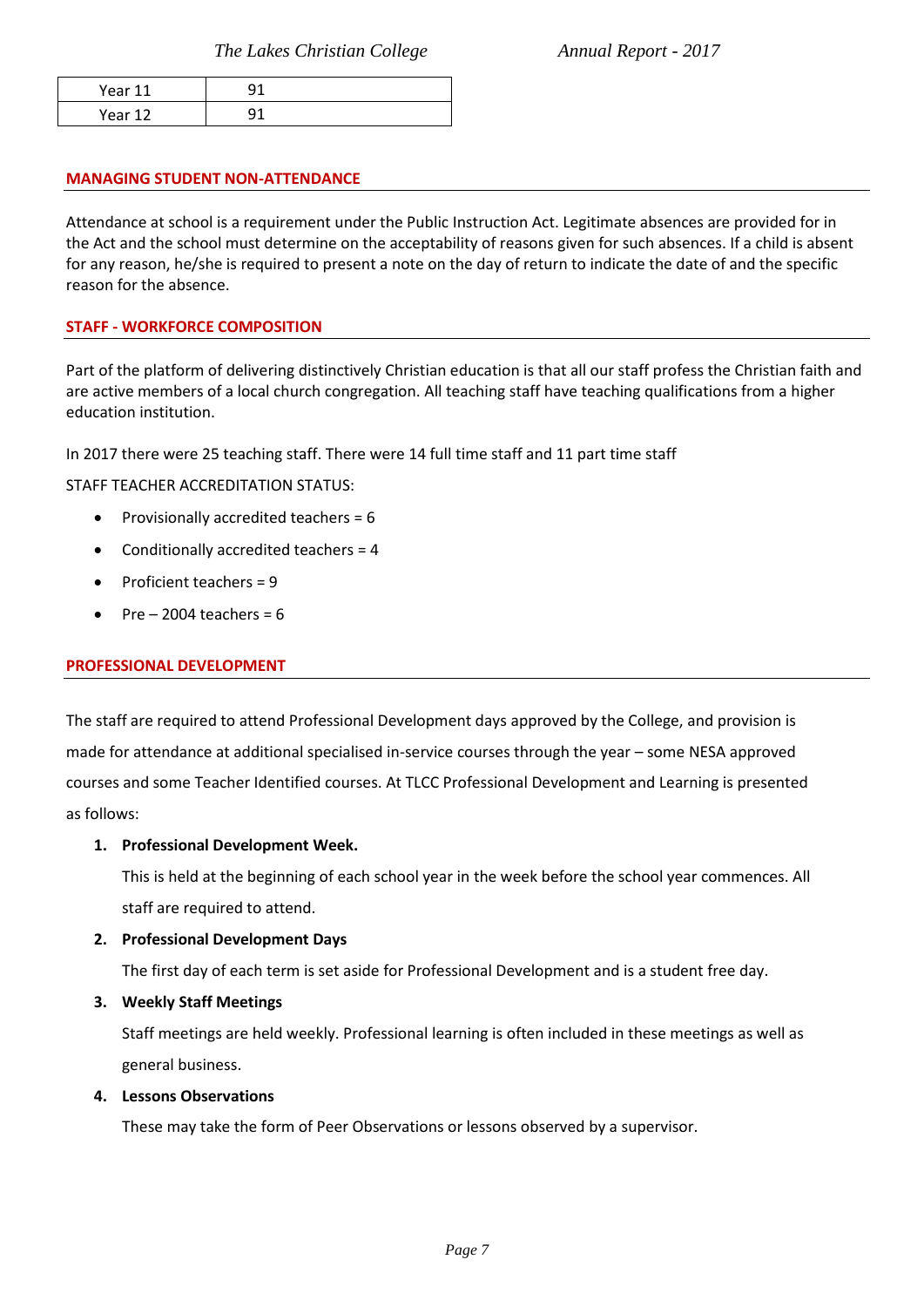| Year 11 | 91 |
|---|---|
| Year 12 | 91 |

## MANAGING STUDENT NON-ATTENDANCE

Attendance at school is a requirement under the Public Instruction Act. Legitimate absences are provided for in the Act and the school must determine on the acceptability of reasons given for such absences. If a child is absent for any reason, he/she is required to present a note on the day of return to indicate the date of and the specific reason for the absence.

## STAFF - WORKFORCE COMPOSITION

Part of the platform of delivering distinctively Christian education is that all our staff profess the Christian faith and are active members of a local church congregation. All teaching staff have teaching qualifications from a higher education institution.

In 2017 there were 25 teaching staff. There were 14 full time staff and 11 part time staff

STAFF TEACHER ACCREDITATION STATUS:

- Provisionally accredited teachers = 6
- Conditionally accredited teachers = 4
- Proficient teachers = 9
- Pre – 2004 teachers = 6

## PROFESSIONAL DEVELOPMENT

The staff are required to attend Professional Development days approved by the College, and provision is made for attendance at additional specialised in-service courses through the year – some NESA approved courses and some Teacher Identified courses. At TLCC Professional Development and Learning is presented as follows:

1. **Professional Development Week.**

   This is held at the beginning of each school year in the week before the school year commences. All staff are required to attend.

2. **Professional Development Days**

   The first day of each term is set aside for Professional Development and is a student free day.

3. **Weekly Staff Meetings**

   Staff meetings are held weekly. Professional learning is often included in these meetings as well as general business.

4. **Lessons Observations**

   These may take the form of Peer Observations or lessons observed by a supervisor.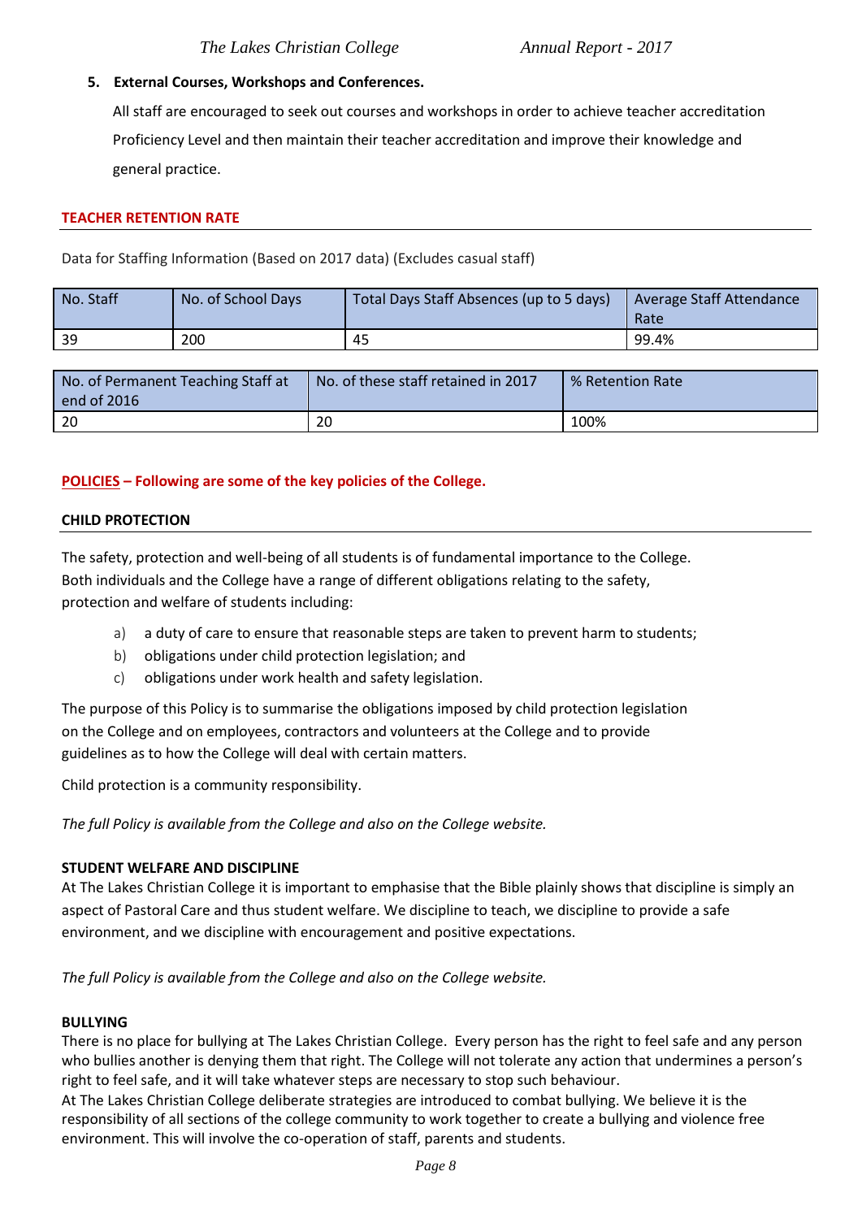## 5. External Courses, Workshops and Conferences.

All staff are encouraged to seek out courses and workshops in order to achieve teacher accreditation Proficiency Level and then maintain their teacher accreditation and improve their knowledge and general practice.

## TEACHER RETENTION RATE

Data for Staffing Information (Based on 2017 data) (Excludes casual staff)

| No. Staff | No. of School Days | Total Days Staff Absences (up to 5 days) | Average Staff Attendance Rate |
|---|---|---|---|
| 39 | 200 | 45 | 99.4% |

| No. of Permanent Teaching Staff at end of 2016 | No. of these staff retained in 2017 | % Retention Rate |
|---|---|---|
| 20 | 20 | 100% |

## POLICIES – Following are some of the key policies of the College.

### CHILD PROTECTION

The safety, protection and well-being of all students is of fundamental importance to the College. Both individuals and the College have a range of different obligations relating to the safety, protection and welfare of students including:

a) a duty of care to ensure that reasonable steps are taken to prevent harm to students;
b) obligations under child protection legislation; and
c) obligations under work health and safety legislation.

The purpose of this Policy is to summarise the obligations imposed by child protection legislation on the College and on employees, contractors and volunteers at the College and to provide guidelines as to how the College will deal with certain matters.

Child protection is a community responsibility.

*The full Policy is available from the College and also on the College website.*

### STUDENT WELFARE AND DISCIPLINE

At The Lakes Christian College it is important to emphasise that the Bible plainly shows that discipline is simply an aspect of Pastoral Care and thus student welfare. We discipline to teach, we discipline to provide a safe environment, and we discipline with encouragement and positive expectations.

*The full Policy is available from the College and also on the College website.*

### BULLYING

There is no place for bullying at The Lakes Christian College. Every person has the right to feel safe and any person who bullies another is denying them that right. The College will not tolerate any action that undermines a person's right to feel safe, and it will take whatever steps are necessary to stop such behaviour.

At The Lakes Christian College deliberate strategies are introduced to combat bullying. We believe it is the responsibility of all sections of the college community to work together to create a bullying and violence free environment. This will involve the co-operation of staff, parents and students.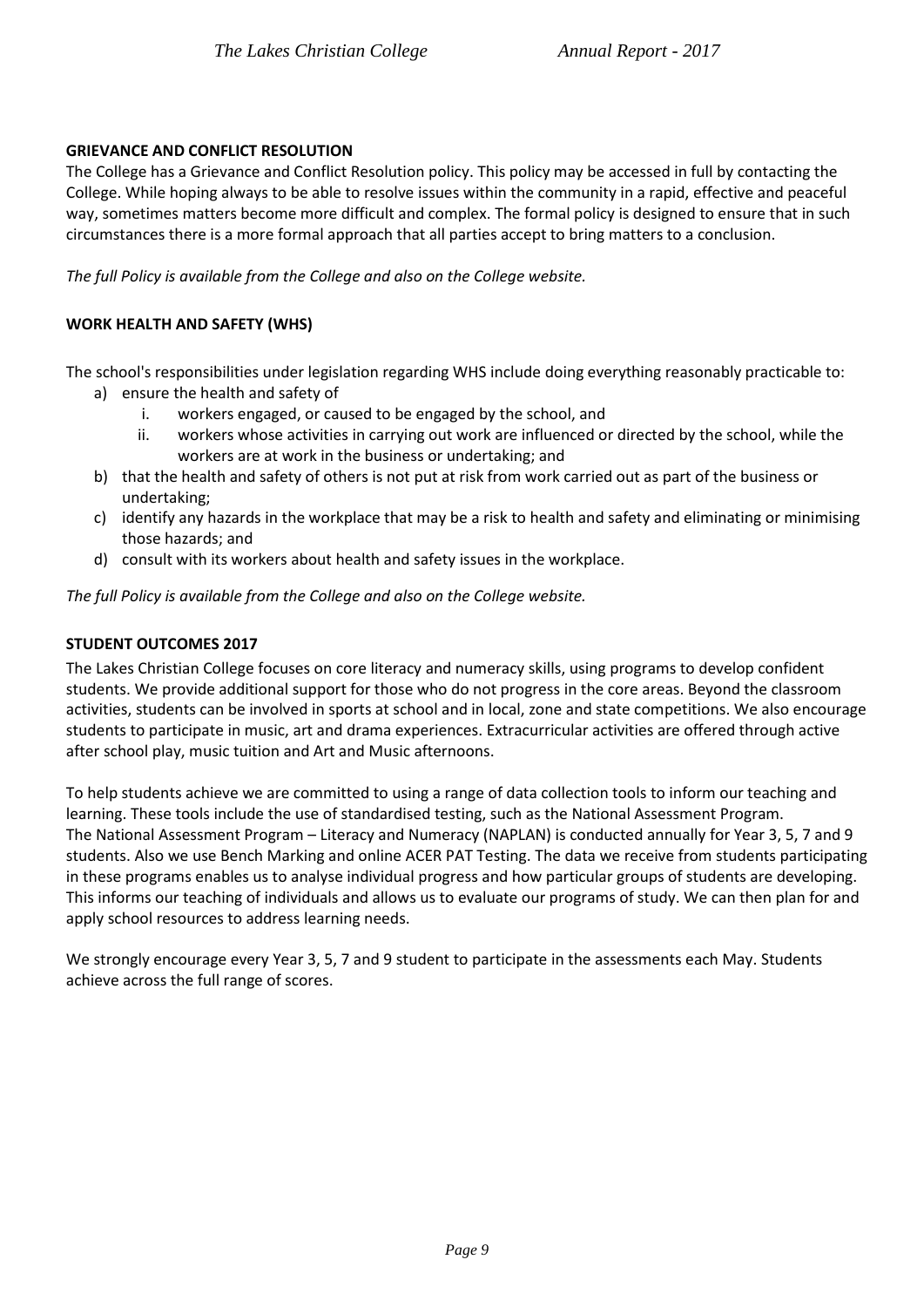## GRIEVANCE AND CONFLICT RESOLUTION

The College has a Grievance and Conflict Resolution policy. This policy may be accessed in full by contacting the College. While hoping always to be able to resolve issues within the community in a rapid, effective and peaceful way, sometimes matters become more difficult and complex. The formal policy is designed to ensure that in such circumstances there is a more formal approach that all parties accept to bring matters to a conclusion.

*The full Policy is available from the College and also on the College website.*

## WORK HEALTH AND SAFETY (WHS)

The school's responsibilities under legislation regarding WHS include doing everything reasonably practicable to:

a) ensure the health and safety of
   i. workers engaged, or caused to be engaged by the school, and
   ii. workers whose activities in carrying out work are influenced or directed by the school, while the workers are at work in the business or undertaking; and
b) that the health and safety of others is not put at risk from work carried out as part of the business or undertaking;
c) identify any hazards in the workplace that may be a risk to health and safety and eliminating or minimising those hazards; and
d) consult with its workers about health and safety issues in the workplace.

*The full Policy is available from the College and also on the College website.*

## STUDENT OUTCOMES 2017

The Lakes Christian College focuses on core literacy and numeracy skills, using programs to develop confident students. We provide additional support for those who do not progress in the core areas. Beyond the classroom activities, students can be involved in sports at school and in local, zone and state competitions. We also encourage students to participate in music, art and drama experiences. Extracurricular activities are offered through active after school play, music tuition and Art and Music afternoons.

To help students achieve we are committed to using a range of data collection tools to inform our teaching and learning. These tools include the use of standardised testing, such as the National Assessment Program. The National Assessment Program – Literacy and Numeracy (NAPLAN) is conducted annually for Year 3, 5, 7 and 9 students. Also we use Bench Marking and online ACER PAT Testing. The data we receive from students participating in these programs enables us to analyse individual progress and how particular groups of students are developing. This informs our teaching of individuals and allows us to evaluate our programs of study. We can then plan for and apply school resources to address learning needs.

We strongly encourage every Year 3, 5, 7 and 9 student to participate in the assessments each May. Students achieve across the full range of scores.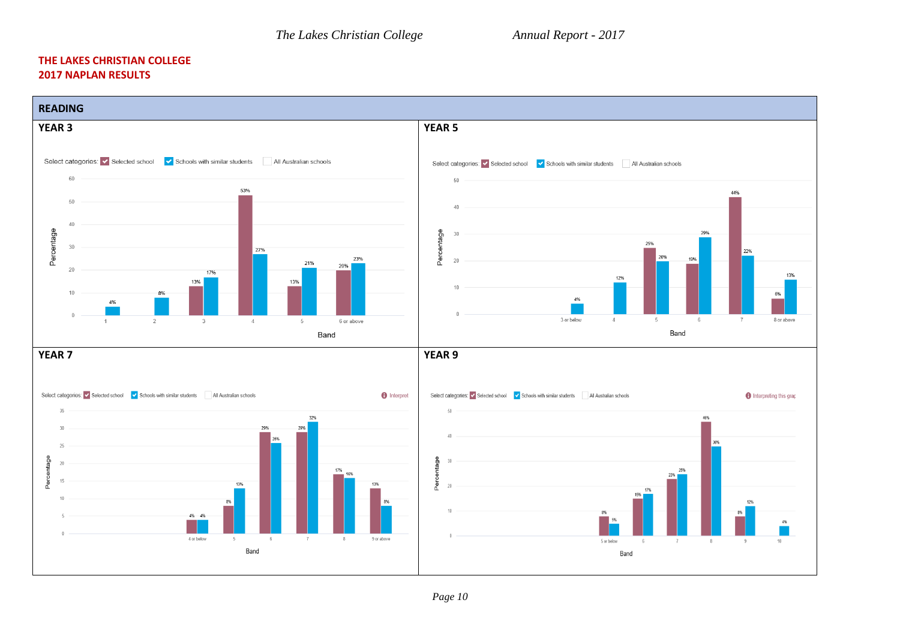**THE LAKES CHRISTIAN COLLEGE**
**2017 NAPLAN RESULTS**

## READING

### YEAR 3

Select categories: Selected school | Schools with similar students | All Australian schools

| Band | Selected school | Schools with similar students |
|---|---|---|
| 1 | | 4% |
| 2 | | 8% |
| 3 | 13% | 17% |
| 4 | 53% | 27% |
| 5 | 13% | 21% |
| 6 or above | 20% | 23% |

### YEAR 5

Select categories: Selected school | Schools with similar students | All Australian schools

| Band | Selected school | Schools with similar students |
|---|---|---|
| 3 or below | | 4% |
| 4 | | 12% |
| 5 | 25% | 20% |
| 6 | 19% | 29% |
| 7 | 44% | 22% |
| 8 or above | 6% | 13% |

### YEAR 7

Select categories: Selected school | Schools with similar students | All Australian schools

| Band | Selected school | Schools with similar students |
|---|---|---|
| 4 or below | 4% | 4% |
| 5 | 8% | 13% |
| 6 | 29% | 26% |
| 7 | 29% | 32% |
| 8 | 17% | 16% |
| 9 or above | 13% | 8% |

### YEAR 9

Select categories: Selected school | Schools with similar students | All Australian schools

| Band | Selected school | Schools with similar students |
|---|---|---|
| 5 or below | 8% | 5% |
| 6 | 15% | 17% |
| 7 | 23% | 25% |
| 8 | 46% | 36% |
| 9 | 8% | 12% |
| 10 | | 4% |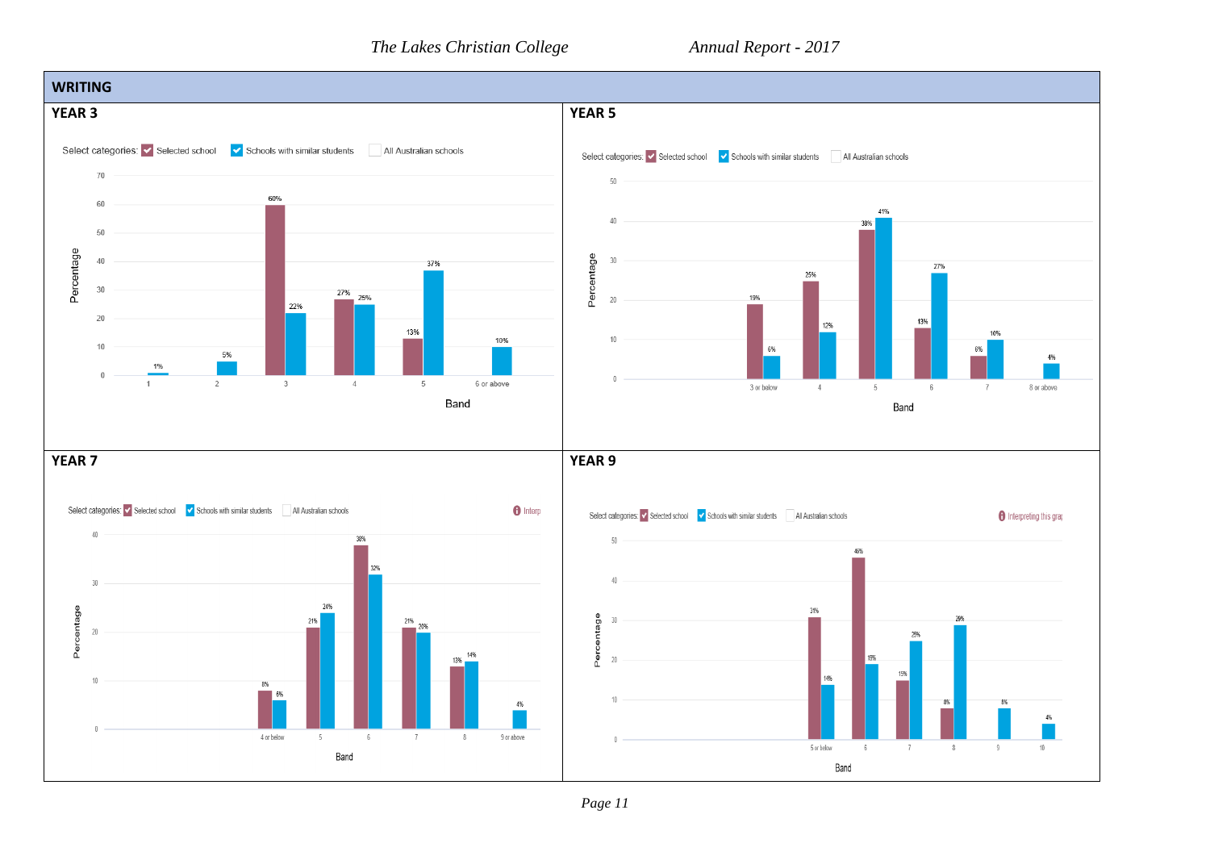## WRITING

### YEAR 3

Select categories: Selected school | Schools with similar students | All Australian schools

| Band | Selected school | Schools with similar students |
|---|---|---|
| 1 | | 1% |
| 2 | | 5% |
| 3 | 60% | 22% |
| 4 | 27% | 25% |
| 5 | 13% | 37% |
| 6 or above | | 10% |

### YEAR 5

Select categories: Selected school | Schools with similar students | All Australian schools

| Band | Selected school | Schools with similar students |
|---|---|---|
| 3 or below | 19% | 6% |
| 4 | 25% | 12% |
| 5 | 38% | 41% |
| 6 | 13% | 27% |
| 7 | 6% | 10% |
| 8 or above | | 4% |

### YEAR 7

Select categories: Selected school | Schools with similar students | All Australian schools

| Band | Selected school | Schools with similar students |
|---|---|---|
| 4 or below | 8% | 6% |
| 5 | 21% | 24% |
| 6 | 38% | 32% |
| 7 | 21% | 20% |
| 8 | 13% | 14% |
| 9 or above | | 4% |

### YEAR 9

Select categories: Selected school | Schools with similar students | All Australian schools

| Band | Selected school | Schools with similar students |
|---|---|---|
| 5 or below | 31% | 14% |
| 6 | 46% | 19% |
| 7 | 15% | 25% |
| 8 | 8% | 29% |
| 9 | | 8% |
| 10 | | 4% |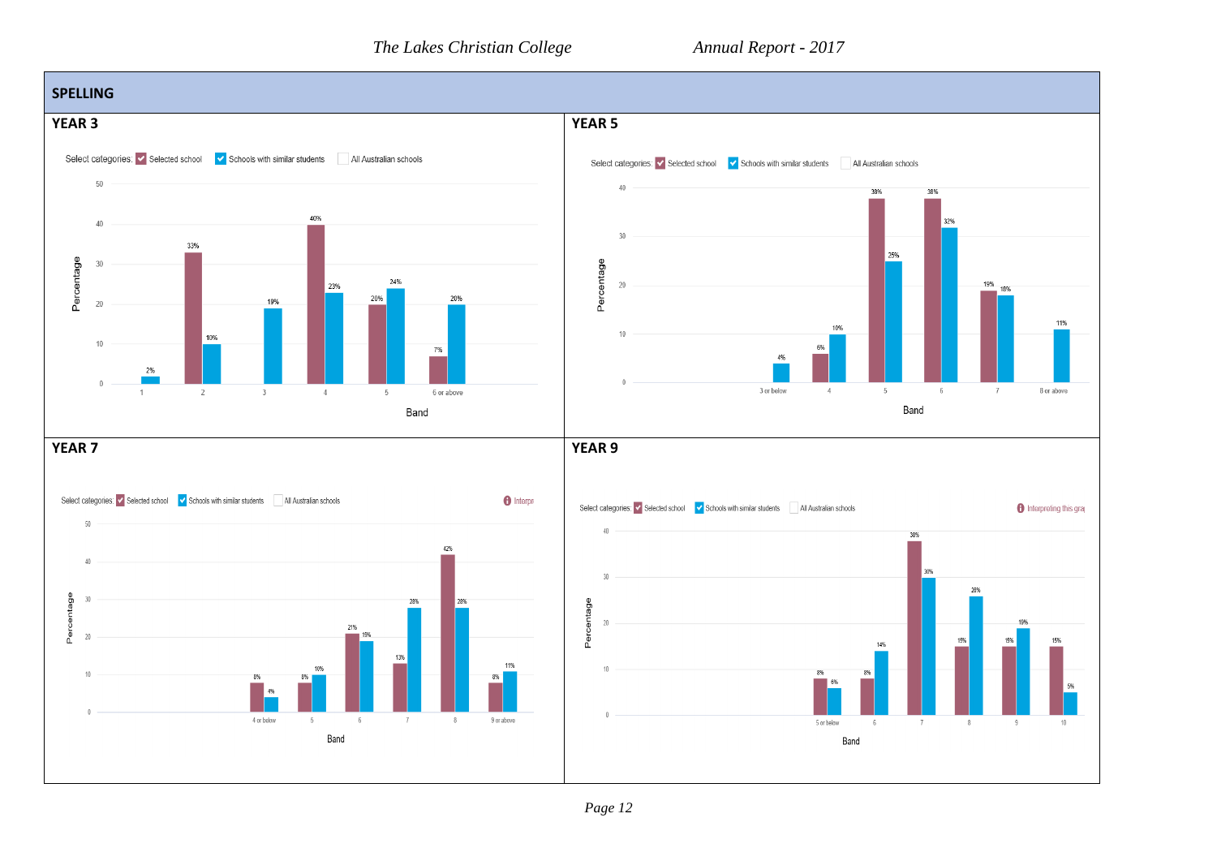## SPELLING

### YEAR 3

Select categories: ☑ Selected school ☑ Schools with similar students ☐ All Australian schools

| Band | Selected school | Schools with similar students |
|---|---|---|
| 1 | | 2% |
| 2 | 33% | 10% |
| 3 | | 19% |
| 4 | 40% | 23% |
| 5 | 20% | 24% |
| 6 or above | 7% | 20% |

### YEAR 5

Select categories: ☑ Selected school ☑ Schools with similar students ☐ All Australian schools

| Band | Selected school | Schools with similar students |
|---|---|---|
| 3 or below | | 4% |
| 4 | 6% | 10% |
| 5 | 38% | 25% |
| 6 | 38% | 32% |
| 7 | 19% | 18% |
| 8 or above | | 11% |

### YEAR 7

Select categories: ☑ Selected school ☑ Schools with similar students ☐ All Australian schools

| Band | Selected school | Schools with similar students |
|---|---|---|
| 4 or below | 8% | 4% |
| 5 | 8% | 10% |
| 6 | 21% | 19% |
| 7 | 13% | 28% |
| 8 | 42% | 28% |
| 9 or above | 8% | 11% |

### YEAR 9

Select categories: ☑ Selected school ☑ Schools with similar students ☐ All Australian schools

| Band | Selected school | Schools with similar students |
|---|---|---|
| 5 or below | 8% | 6% |
| 6 | 8% | 14% |
| 7 | 38% | 30% |
| 8 | 15% | 26% |
| 9 | 15% | 19% |
| 10 | 15% | 5% |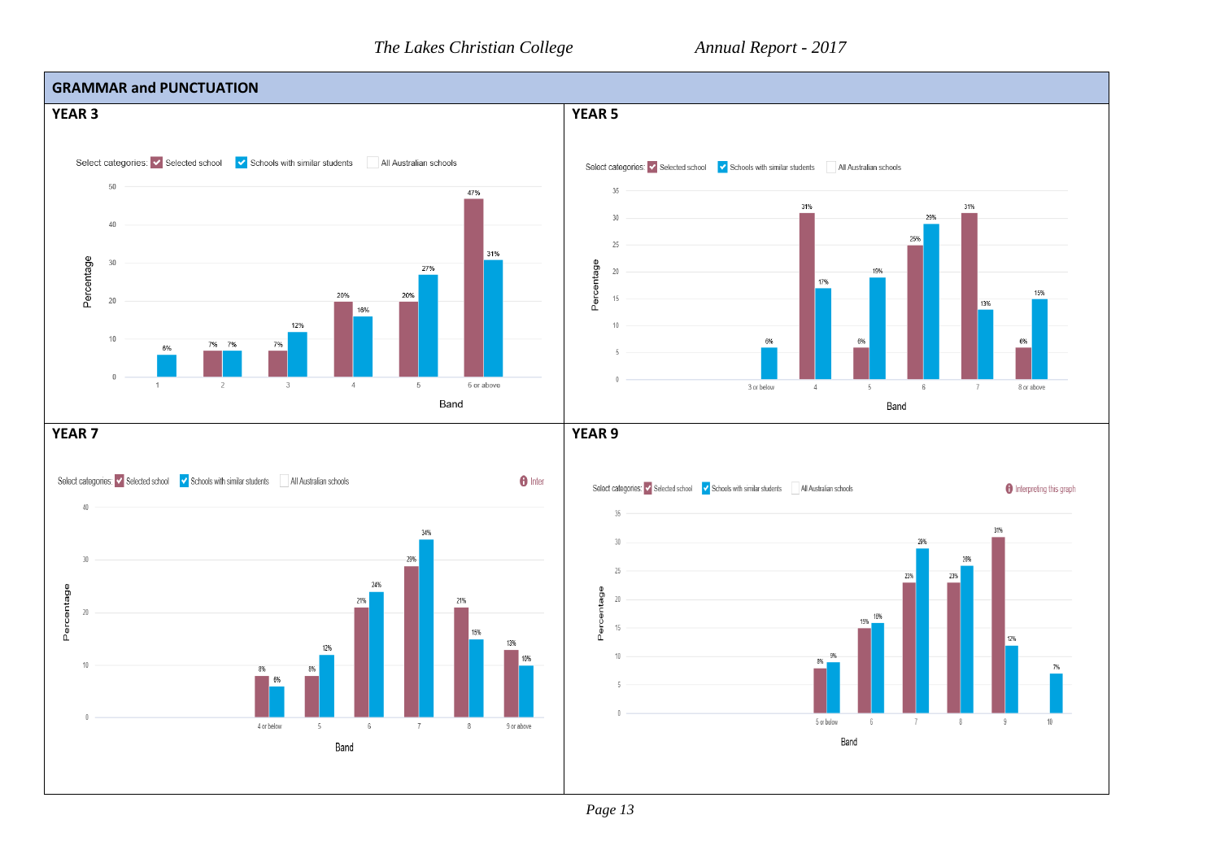## GRAMMAR and PUNCTUATION

### YEAR 3

Select categories: Selected school | Schools with similar students | All Australian schools

| Band | Selected school | Schools with similar students |
| --- | --- | --- |
| 1 | | 6% |
| 2 | 7% | 7% |
| 3 | 7% | 12% |
| 4 | 20% | 16% |
| 5 | 20% | 27% |
| 6 or above | 47% | 31% |

### YEAR 5

Select categories: Selected school | Schools with similar students | All Australian schools

| Band | Selected school | Schools with similar students |
| --- | --- | --- |
| 3 or below | | 6% |
| 4 | 31% | 17% |
| 5 | 6% | 19% |
| 6 | 25% | 29% |
| 7 | 31% | 13% |
| 8 or above | 6% | 15% |

### YEAR 7

Select categories: Selected school | Schools with similar students | All Australian schools

| Band | Selected school | Schools with similar students |
| --- | --- | --- |
| 4 or below | 8% | 6% |
| 5 | 8% | 12% |
| 6 | 21% | 24% |
| 7 | 29% | 34% |
| 8 | 21% | 15% |
| 9 or above | 13% | 10% |

### YEAR 9

Select categories: Selected school | Schools with similar students | All Australian schools

Interpreting this graph

| Band | Selected school | Schools with similar students |
| --- | --- | --- |
| 5 or below | 8% | 9% |
| 6 | 15% | 16% |
| 7 | 23% | 29% |
| 8 | 23% | 26% |
| 9 | 31% | 12% |
| 10 | | 7% |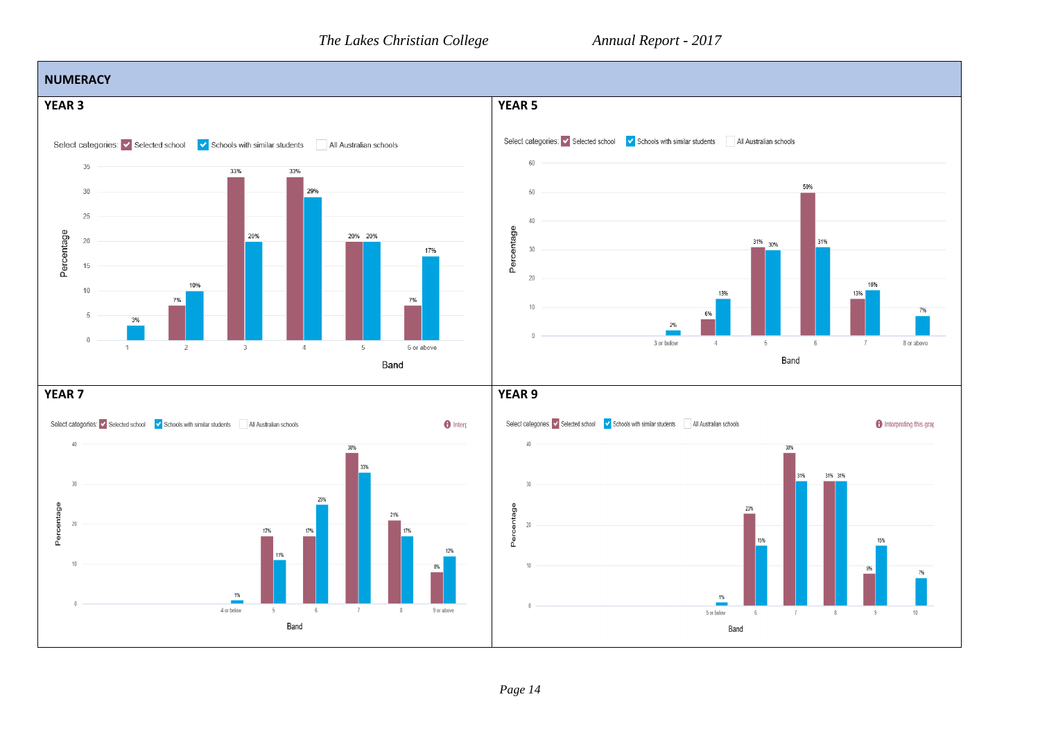## NUMERACY

### YEAR 3

Select categories: Selected school | Schools with similar students | All Australian schools

| Band | Selected school | Schools with similar students |
|---|---|---|
| 1 | | 3% |
| 2 | 7% | 10% |
| 3 | 33% | 20% |
| 4 | 33% | 29% |
| 5 | 20% | 20% |
| 6 or above | 7% | 17% |

### YEAR 5

Select categories: Selected school | Schools with similar students | All Australian schools

| Band | Selected school | Schools with similar students |
|---|---|---|
| 3 or below | | 2% |
| 4 | 6% | 13% |
| 5 | 31% | 30% |
| 6 | 50% | 31% |
| 7 | 13% | 16% |
| 8 or above | | 7% |

### YEAR 7

Select categories: Selected school | Schools with similar students | All Australian schools

| Band | Selected school | Schools with similar students |
|---|---|---|
| 4 or below | | 1% |
| 5 | 17% | 11% |
| 6 | 17% | 25% |
| 7 | 38% | 33% |
| 8 | 21% | 17% |
| 9 or above | 8% | 12% |

### YEAR 9

Select categories: Selected school | Schools with similar students | All Australian schools

| Band | Selected school | Schools with similar students |
|---|---|---|
| 5 or below | | 1% |
| 6 | 23% | 15% |
| 7 | 38% | 31% |
| 8 | 31% | 31% |
| 9 | 8% | 15% |
| 10 | | 7% |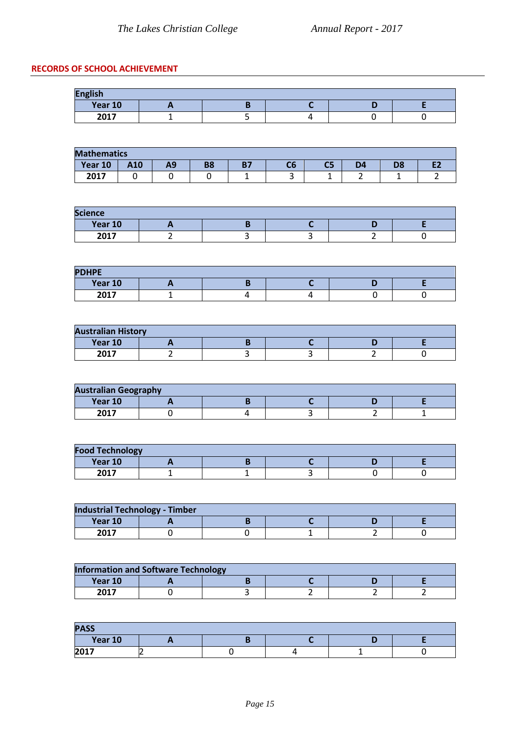## RECORDS OF SCHOOL ACHIEVEMENT

| English | | | | | |
|---|---|---|---|---|---|
| **Year 10** | **A** | **B** | **C** | **D** | **E** |
| **2017** | 1 | 5 | 4 | 0 | 0 |

| Mathematics | | | | | | | | | |
|---|---|---|---|---|---|---|---|---|---|
| **Year 10** | **A10** | **A9** | **B8** | **B7** | **C6** | **C5** | **D4** | **D8** | **E2** |
| **2017** | 0 | 0 | 0 | 1 | 3 | 1 | 2 | 1 | 2 |

| Science | | | | | |
|---|---|---|---|---|---|
| **Year 10** | **A** | **B** | **C** | **D** | **E** |
| **2017** | 2 | 3 | 3 | 2 | 0 |

| PDHPE | | | | | |
|---|---|---|---|---|---|
| **Year 10** | **A** | **B** | **C** | **D** | **E** |
| **2017** | 1 | 4 | 4 | 0 | 0 |

| Australian History | | | | | |
|---|---|---|---|---|---|
| **Year 10** | **A** | **B** | **C** | **D** | **E** |
| **2017** | 2 | 3 | 3 | 2 | 0 |

| Australian Geography | | | | | |
|---|---|---|---|---|---|
| **Year 10** | **A** | **B** | **C** | **D** | **E** |
| **2017** | 0 | 4 | 3 | 2 | 1 |

| Food Technology | | | | | |
|---|---|---|---|---|---|
| **Year 10** | **A** | **B** | **C** | **D** | **E** |
| **2017** | 1 | 1 | 3 | 0 | 0 |

| Industrial Technology - Timber | | | | | |
|---|---|---|---|---|---|
| **Year 10** | **A** | **B** | **C** | **D** | **E** |
| **2017** | 0 | 0 | 1 | 2 | 0 |

| Information and Software Technology | | | | | |
|---|---|---|---|---|---|
| **Year 10** | **A** | **B** | **C** | **D** | **E** |
| **2017** | 0 | 3 | 2 | 2 | 2 |

| PASS | | | | | |
|---|---|---|---|---|---|
| **Year 10** | **A** | **B** | **C** | **D** | **E** |
| **2017** | 2 | 0 | 4 | 1 | 0 |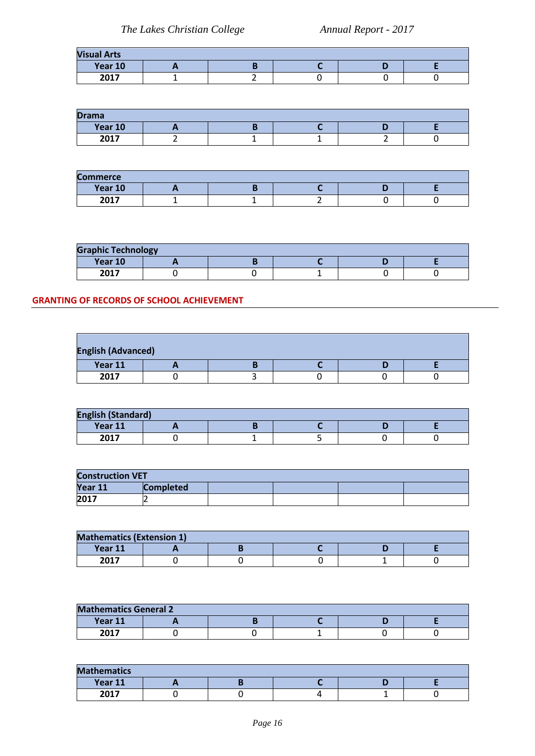| Visual Arts | | | | | |
|---|---|---|---|---|---|
| **Year 10** | **A** | **B** | **C** | **D** | **E** |
| **2017** | 1 | 2 | 0 | 0 | 0 |

| Drama | | | | | |
|---|---|---|---|---|---|
| **Year 10** | **A** | **B** | **C** | **D** | **E** |
| **2017** | 2 | 1 | 1 | 2 | 0 |

| Commerce | | | | | |
|---|---|---|---|---|---|
| **Year 10** | **A** | **B** | **C** | **D** | **E** |
| **2017** | 1 | 1 | 2 | 0 | 0 |

| Graphic Technology | | | | | |
|---|---|---|---|---|---|
| **Year 10** | **A** | **B** | **C** | **D** | **E** |
| **2017** | 0 | 0 | 1 | 0 | 0 |

## GRANTING OF RECORDS OF SCHOOL ACHIEVEMENT

| English (Advanced) | | | | | |
|---|---|---|---|---|---|
| **Year 11** | **A** | **B** | **C** | **D** | **E** |
| **2017** | 0 | 3 | 0 | 0 | 0 |

| English (Standard) | | | | | |
|---|---|---|---|---|---|
| **Year 11** | **A** | **B** | **C** | **D** | **E** |
| **2017** | 0 | 1 | 5 | 0 | 0 |

| Construction VET | | | | | |
|---|---|---|---|---|---|
| **Year 11** | **Completed** | | | | |
| **2017** | 2 | | | | |

| Mathematics (Extension 1) | | | | | |
|---|---|---|---|---|---|
| **Year 11** | **A** | **B** | **C** | **D** | **E** |
| **2017** | 0 | 0 | 0 | 1 | 0 |

| Mathematics General 2 | | | | | |
|---|---|---|---|---|---|
| **Year 11** | **A** | **B** | **C** | **D** | **E** |
| **2017** | 0 | 0 | 1 | 0 | 0 |

| Mathematics | | | | | |
|---|---|---|---|---|---|
| **Year 11** | **A** | **B** | **C** | **D** | **E** |
| **2017** | 0 | 0 | 4 | 1 | 0 |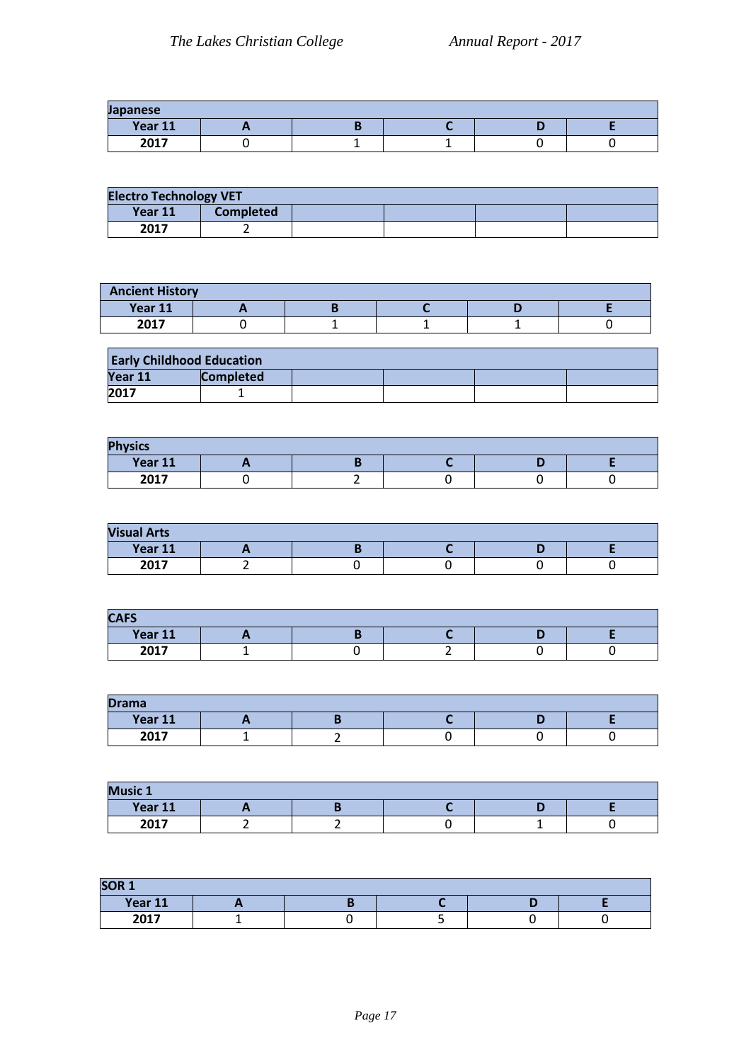| Japanese | | | | | |
|---|---|---|---|---|---|
| Year 11 | A | B | C | D | E |
| 2017 | 0 | 1 | 1 | 0 | 0 |

| Electro Technology VET | | | | | |
|---|---|---|---|---|---|
| Year 11 | Completed | | | | |
| 2017 | 2 | | | | |

| Ancient History | | | | | |
|---|---|---|---|---|---|
| Year 11 | A | B | C | D | E |
| 2017 | 0 | 1 | 1 | 1 | 0 |

| Early Childhood Education | | | | | |
|---|---|---|---|---|---|
| Year 11 | Completed | | | | |
| 2017 | 1 | | | | |

| Physics | | | | | |
|---|---|---|---|---|---|
| Year 11 | A | B | C | D | E |
| 2017 | 0 | 2 | 0 | 0 | 0 |

| Visual Arts | | | | | |
|---|---|---|---|---|---|
| Year 11 | A | B | C | D | E |
| 2017 | 2 | 0 | 0 | 0 | 0 |

| CAFS | | | | | |
|---|---|---|---|---|---|
| Year 11 | A | B | C | D | E |
| 2017 | 1 | 0 | 2 | 0 | 0 |

| Drama | | | | | |
|---|---|---|---|---|---|
| Year 11 | A | B | C | D | E |
| 2017 | 1 | 2 | 0 | 0 | 0 |

| Music 1 | | | | | |
|---|---|---|---|---|---|
| Year 11 | A | B | C | D | E |
| 2017 | 2 | 2 | 0 | 1 | 0 |

| SOR 1 | | | | | |
|---|---|---|---|---|---|
| Year 11 | A | B | C | D | E |
| 2017 | 1 | 0 | 5 | 0 | 0 |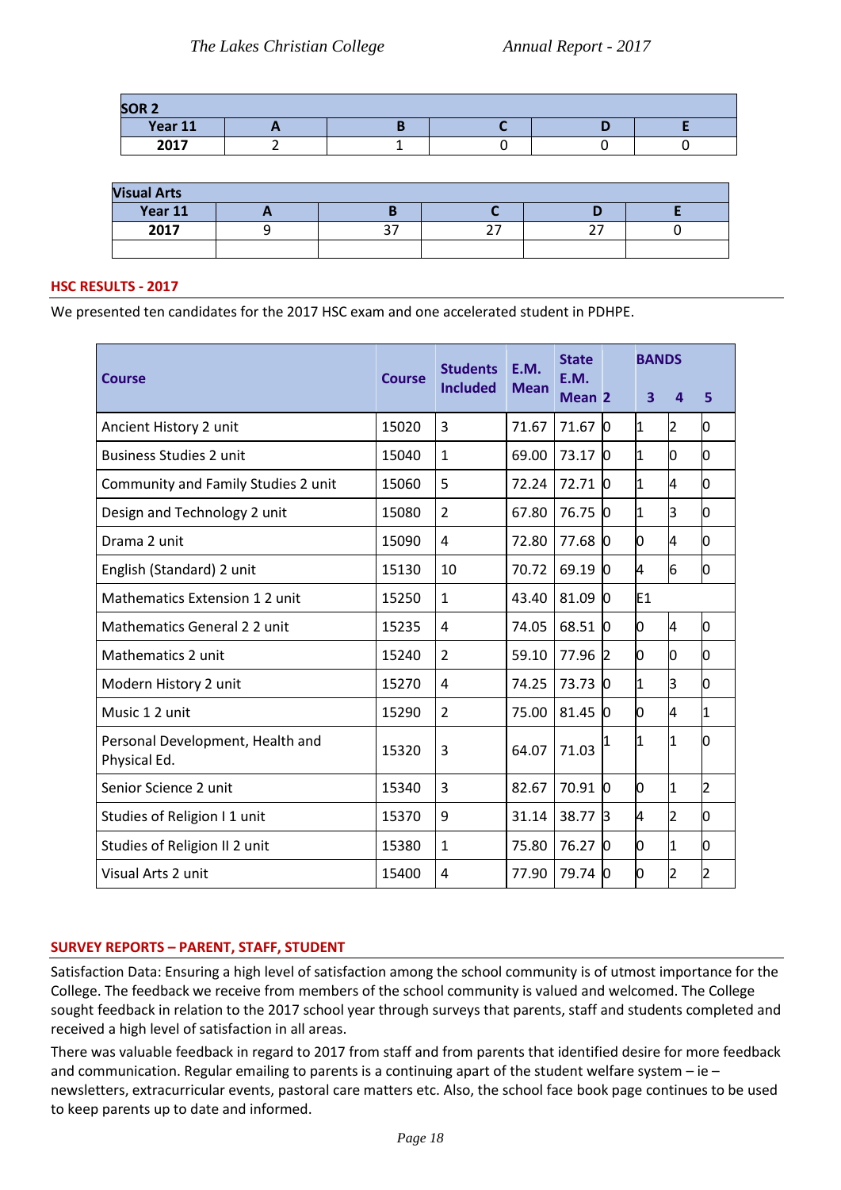| SOR 2 | | | | | |
|---|---|---|---|---|---|
| **Year 11** | **A** | **B** | **C** | **D** | **E** |
| **2017** | 2 | 1 | 0 | 0 | 0 |

| Visual Arts | | | | | |
|---|---|---|---|---|---|
| **Year 11** | **A** | **B** | **C** | **D** | **E** |
| **2017** | 9 | 37 | 27 | 27 | 0 |
| | | | | | |

## HSC RESULTS - 2017

We presented ten candidates for the 2017 HSC exam and one accelerated student in PDHPE.

| Course | Course | Students Included | E.M. Mean | State E.M. Mean | BANDS 2 | 3 | 4 | 5 |
|---|---|---|---|---|---|---|---|---|
| Ancient History 2 unit | 15020 | 3 | 71.67 | 71.67 | 0 | 1 | 2 | 0 |
| Business Studies 2 unit | 15040 | 1 | 69.00 | 73.17 | 0 | 1 | 0 | 0 |
| Community and Family Studies 2 unit | 15060 | 5 | 72.24 | 72.71 | 0 | 1 | 4 | 0 |
| Design and Technology 2 unit | 15080 | 2 | 67.80 | 76.75 | 0 | 1 | 3 | 0 |
| Drama 2 unit | 15090 | 4 | 72.80 | 77.68 | 0 | 0 | 4 | 0 |
| English (Standard) 2 unit | 15130 | 10 | 70.72 | 69.19 | 0 | 4 | 6 | 0 |
| Mathematics Extension 1 2 unit | 15250 | 1 | 43.40 | 81.09 | 0 | E1 | | |
| Mathematics General 2 2 unit | 15235 | 4 | 74.05 | 68.51 | 0 | 0 | 4 | 0 |
| Mathematics 2 unit | 15240 | 2 | 59.10 | 77.96 | 2 | 0 | 0 | 0 |
| Modern History 2 unit | 15270 | 4 | 74.25 | 73.73 | 0 | 1 | 3 | 0 |
| Music 1 2 unit | 15290 | 2 | 75.00 | 81.45 | 0 | 0 | 4 | 1 |
| Personal Development, Health and Physical Ed. | 15320 | 3 | 64.07 | 71.03 | 1 | 1 | 1 | 0 |
| Senior Science 2 unit | 15340 | 3 | 82.67 | 70.91 | 0 | 0 | 1 | 2 |
| Studies of Religion I 1 unit | 15370 | 9 | 31.14 | 38.77 | 3 | 4 | 2 | 0 |
| Studies of Religion II 2 unit | 15380 | 1 | 75.80 | 76.27 | 0 | 0 | 1 | 0 |
| Visual Arts 2 unit | 15400 | 4 | 77.90 | 79.74 | 0 | 0 | 2 | 2 |

## SURVEY REPORTS – PARENT, STAFF, STUDENT

Satisfaction Data: Ensuring a high level of satisfaction among the school community is of utmost importance for the College. The feedback we receive from members of the school community is valued and welcomed. The College sought feedback in relation to the 2017 school year through surveys that parents, staff and students completed and received a high level of satisfaction in all areas.

There was valuable feedback in regard to 2017 from staff and from parents that identified desire for more feedback and communication. Regular emailing to parents is a continuing apart of the student welfare system – ie – newsletters, extracurricular events, pastoral care matters etc. Also, the school face book page continues to be used to keep parents up to date and informed.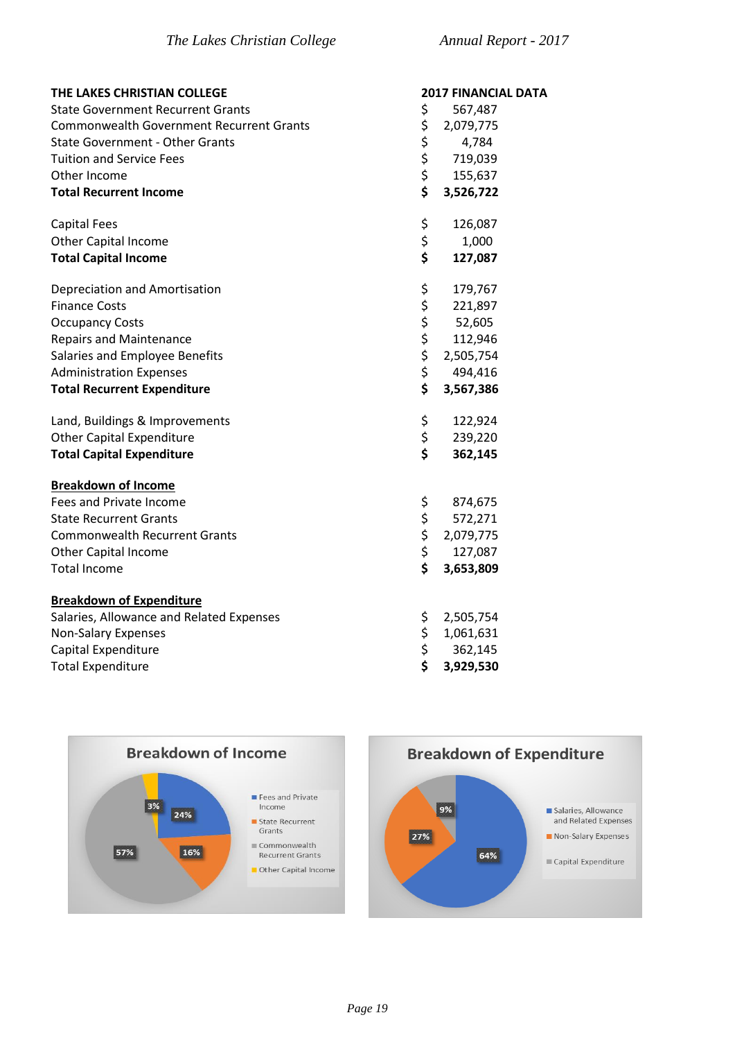| THE LAKES CHRISTIAN COLLEGE | 2017 FINANCIAL DATA |
|---|---|
| State Government Recurrent Grants | $ 567,487 |
| Commonwealth Government Recurrent Grants | $ 2,079,775 |
| State Government - Other Grants | $ 4,784 |
| Tuition and Service Fees | $ 719,039 |
| Other Income | $ 155,637 |
| **Total Recurrent Income** | **$ 3,526,722** |
| | |
| Capital Fees | $ 126,087 |
| Other Capital Income | $ 1,000 |
| **Total Capital Income** | **$ 127,087** |
| | |
| Depreciation and Amortisation | $ 179,767 |
| Finance Costs | $ 221,897 |
| Occupancy Costs | $ 52,605 |
| Repairs and Maintenance | $ 112,946 |
| Salaries and Employee Benefits | $ 2,505,754 |
| Administration Expenses | $ 494,416 |
| **Total Recurrent Expenditure** | **$ 3,567,386** |
| | |
| Land, Buildings & Improvements | $ 122,924 |
| Other Capital Expenditure | $ 239,220 |
| **Total Capital Expenditure** | **$ 362,145** |
| | |
| **Breakdown of Income** | |
| Fees and Private Income | $ 874,675 |
| State Recurrent Grants | $ 572,271 |
| Commonwealth Recurrent Grants | $ 2,079,775 |
| Other Capital Income | $ 127,087 |
| Total Income | **$ 3,653,809** |
| | |
| **Breakdown of Expenditure** | |
| Salaries, Allowance and Related Expenses | $ 2,505,754 |
| Non-Salary Expenses | $ 1,061,631 |
| Capital Expenditure | $ 362,145 |
| Total Expenditure | **$ 3,929,530** |

Breakdown of Income

24%
16%
57%
3%

Fees and Private Income
State Recurrent Grants
Commonwealth Recurrent Grants
Other Capital Income

Breakdown of Expenditure

64%
27%
9%

Salaries, Allowance and Related Expenses
Non-Salary Expenses
Capital Expenditure